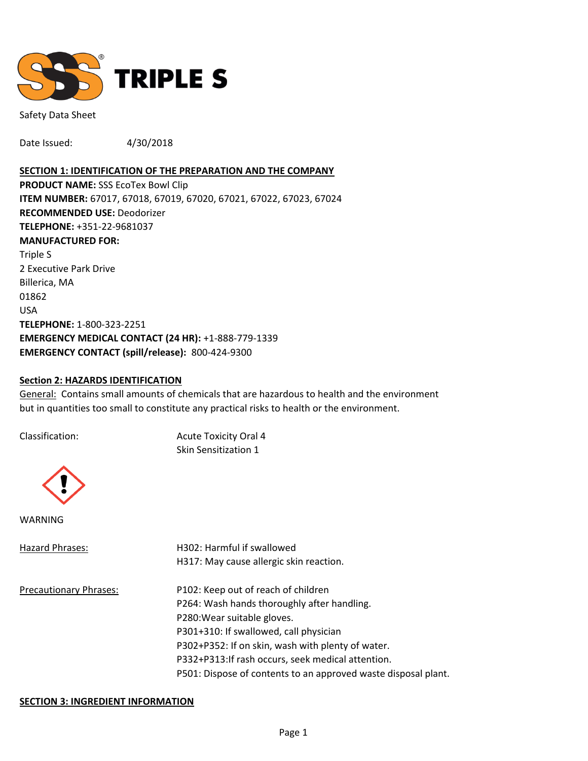TRIPLE S

Safety Data Sheet

Date Issued: 4/30/2018

## SECTION 1: IDENTIFICATION OF THE PREPARATION AND THE COMPANY

**PRODUCT NAME:** SSS EcoTex Bowl Clip
**ITEM NUMBER:** 67017, 67018, 67019, 67020, 67021, 67022, 67023, 67024
**RECOMMENDED USE:** Deodorizer
**TELEPHONE:** +351-22-9681037
**MANUFACTURED FOR:**
Triple S
2 Executive Park Drive
Billerica, MA
01862
USA
**TELEPHONE:** 1-800-323-2251
**EMERGENCY MEDICAL CONTACT (24 HR):** +1-888-779-1339
**EMERGENCY CONTACT (spill/release):** 800-424-9300

## Section 2: HAZARDS IDENTIFICATION

General: Contains small amounts of chemicals that are hazardous to health and the environment but in quantities too small to constitute any practical risks to health or the environment.

Classification:
Acute Toxicity Oral 4
Skin Sensitization 1

WARNING

Hazard Phrases:
H302: Harmful if swallowed
H317: May cause allergic skin reaction.

Precautionary Phrases:
P102: Keep out of reach of children
P264: Wash hands thoroughly after handling.
P280:Wear suitable gloves.
P301+310: If swallowed, call physician
P302+P352: If on skin, wash with plenty of water.
P332+P313:If rash occurs, seek medical attention.
P501: Dispose of contents to an approved waste disposal plant.

## SECTION 3: INGREDIENT INFORMATION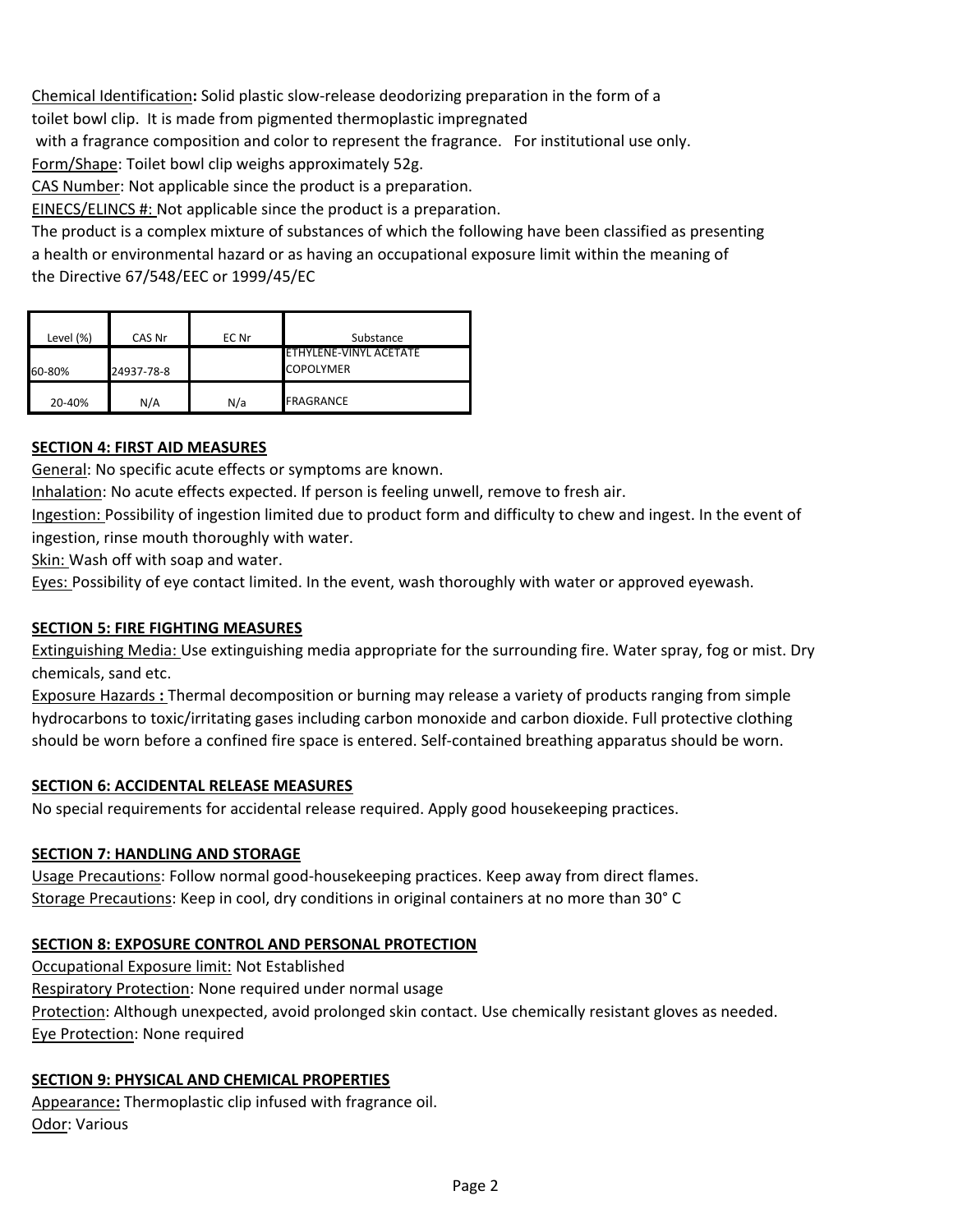Chemical Identification: Solid plastic slow-release deodorizing preparation in the form of a toilet bowl clip. It is made from pigmented thermoplastic impregnated with a fragrance composition and color to represent the fragrance. For institutional use only.

Form/Shape: Toilet bowl clip weighs approximately 52g.

CAS Number: Not applicable since the product is a preparation.

EINECS/ELINCS #: Not applicable since the product is a preparation.

The product is a complex mixture of substances of which the following have been classified as presenting a health or environmental hazard or as having an occupational exposure limit within the meaning of the Directive 67/548/EEC or 1999/45/EC

| Level (%) | CAS Nr | EC Nr | Substance |
|---|---|---|---|
| 60-80% | 24937-78-8 | | ETHYLENE-VINYL ACETATE COPOLYMER |
| 20-40% | N/A | N/a | FRAGRANCE |

**SECTION 4: FIRST AID MEASURES**

General: No specific acute effects or symptoms are known.

Inhalation: No acute effects expected. If person is feeling unwell, remove to fresh air.

Ingestion: Possibility of ingestion limited due to product form and difficulty to chew and ingest. In the event of ingestion, rinse mouth thoroughly with water.

Skin: Wash off with soap and water.

Eyes: Possibility of eye contact limited. In the event, wash thoroughly with water or approved eyewash.

**SECTION 5: FIRE FIGHTING MEASURES**

Extinguishing Media: Use extinguishing media appropriate for the surrounding fire. Water spray, fog or mist. Dry chemicals, sand etc.

Exposure Hazards : Thermal decomposition or burning may release a variety of products ranging from simple hydrocarbons to toxic/irritating gases including carbon monoxide and carbon dioxide. Full protective clothing should be worn before a confined fire space is entered. Self-contained breathing apparatus should be worn.

**SECTION 6: ACCIDENTAL RELEASE MEASURES**

No special requirements for accidental release required. Apply good housekeeping practices.

**SECTION 7: HANDLING AND STORAGE**

Usage Precautions: Follow normal good-housekeeping practices. Keep away from direct flames.

Storage Precautions: Keep in cool, dry conditions in original containers at no more than 30° C

**SECTION 8: EXPOSURE CONTROL AND PERSONAL PROTECTION**

Occupational Exposure limit: Not Established

Respiratory Protection: None required under normal usage

Protection: Although unexpected, avoid prolonged skin contact. Use chemically resistant gloves as needed.

Eye Protection: None required

**SECTION 9: PHYSICAL AND CHEMICAL PROPERTIES**

Appearance: Thermoplastic clip infused with fragrance oil.

Odor: Various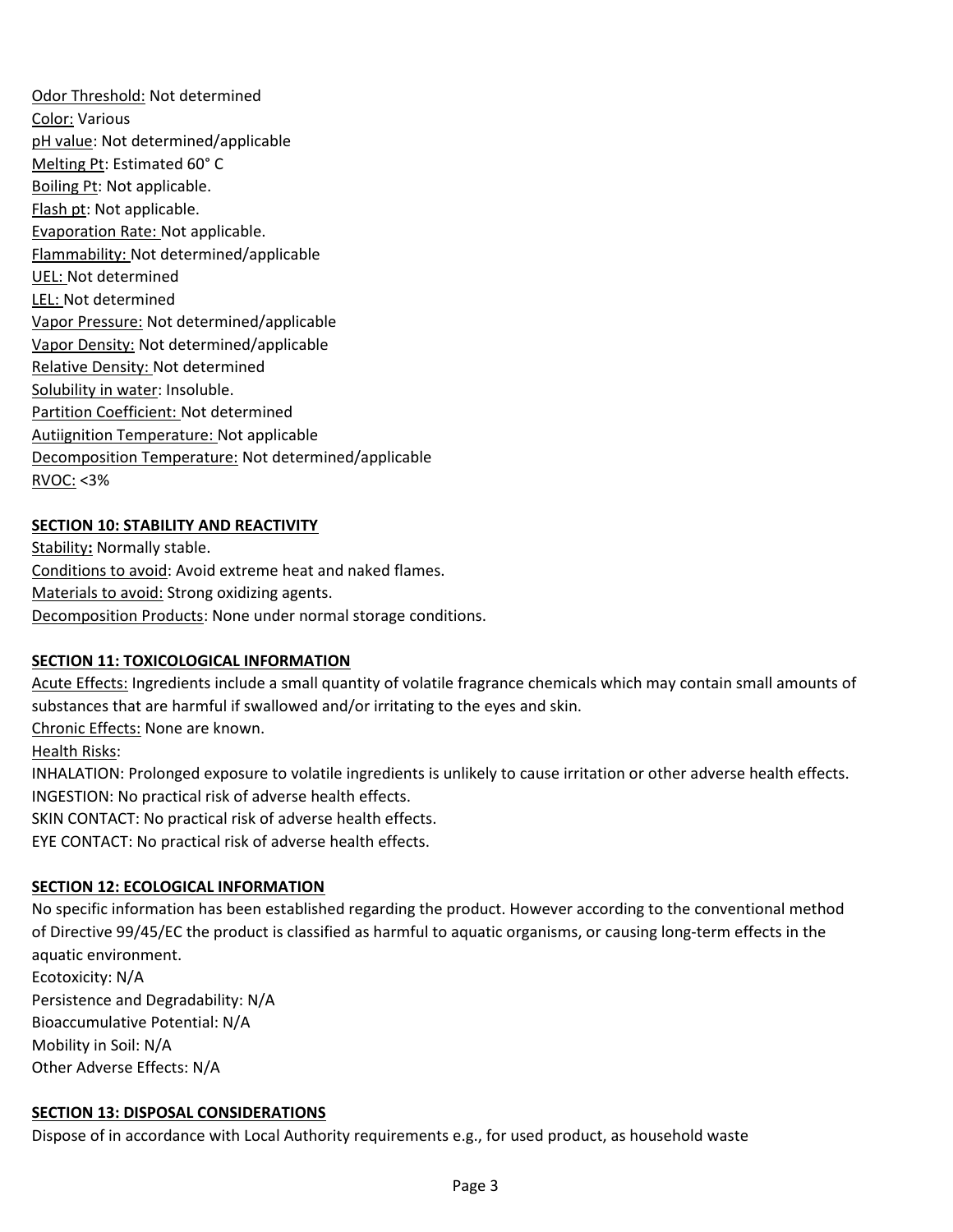Odor Threshold: Not determined
Color: Various
pH value: Not determined/applicable
Melting Pt: Estimated 60° C
Boiling Pt: Not applicable.
Flash pt: Not applicable.
Evaporation Rate: Not applicable.
Flammability: Not determined/applicable
UEL: Not determined
LEL: Not determined
Vapor Pressure: Not determined/applicable
Vapor Density: Not determined/applicable
Relative Density: Not determined
Solubility in water: Insoluble.
Partition Coefficient: Not determined
Autiignition Temperature: Not applicable
Decomposition Temperature: Not determined/applicable
RVOC: <3%

## SECTION 10: STABILITY AND REACTIVITY

Stability**:** Normally stable.
Conditions to avoid: Avoid extreme heat and naked flames.
Materials to avoid: Strong oxidizing agents.
Decomposition Products: None under normal storage conditions.

## SECTION 11: TOXICOLOGICAL INFORMATION

Acute Effects: Ingredients include a small quantity of volatile fragrance chemicals which may contain small amounts of substances that are harmful if swallowed and/or irritating to the eyes and skin.
Chronic Effects: None are known.
Health Risks:
INHALATION: Prolonged exposure to volatile ingredients is unlikely to cause irritation or other adverse health effects.
INGESTION: No practical risk of adverse health effects.
SKIN CONTACT: No practical risk of adverse health effects.
EYE CONTACT: No practical risk of adverse health effects.

## SECTION 12: ECOLOGICAL INFORMATION

No specific information has been established regarding the product. However according to the conventional method of Directive 99/45/EC the product is classified as harmful to aquatic organisms, or causing long-term effects in the aquatic environment.
Ecotoxicity: N/A
Persistence and Degradability: N/A
Bioaccumulative Potential: N/A
Mobility in Soil: N/A
Other Adverse Effects: N/A

## SECTION 13: DISPOSAL CONSIDERATIONS

Dispose of in accordance with Local Authority requirements e.g., for used product, as household waste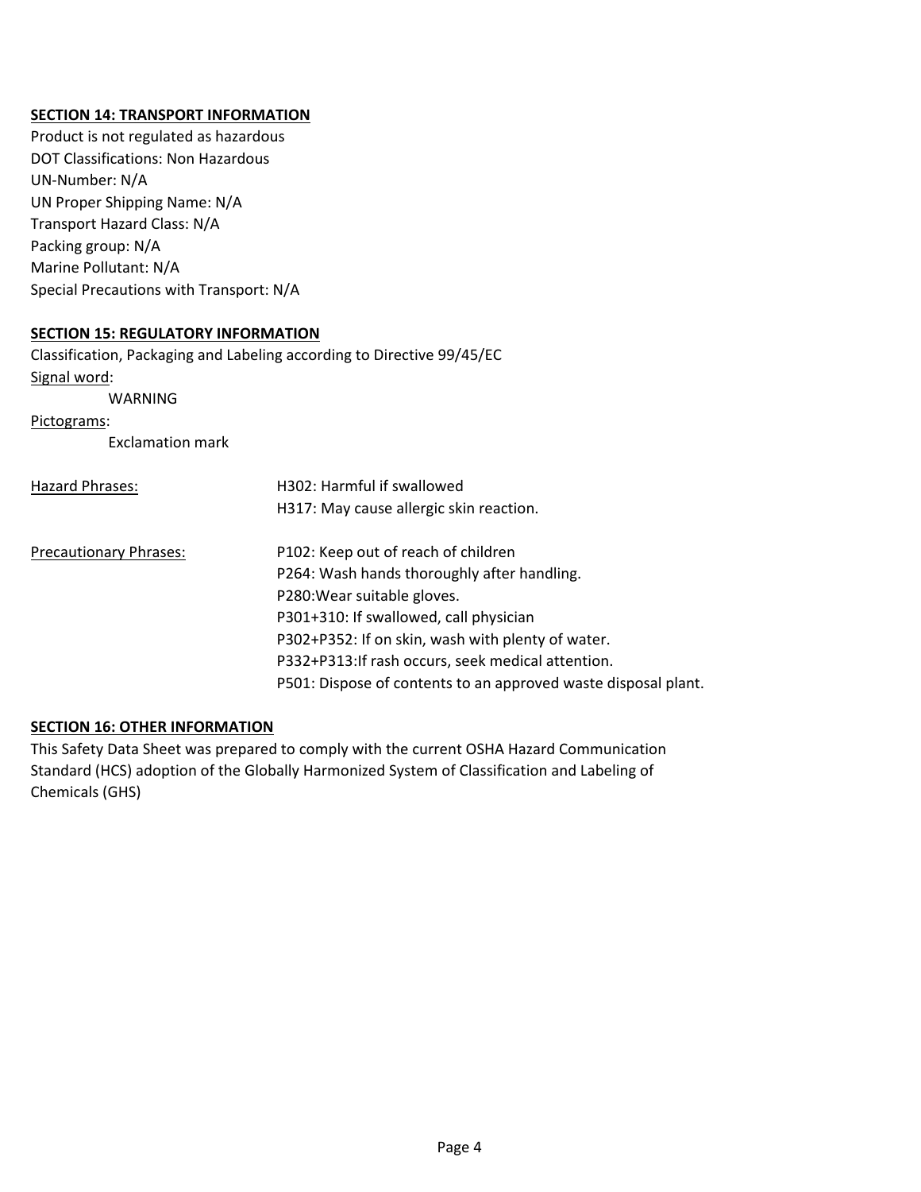## SECTION 14: TRANSPORT INFORMATION

Product is not regulated as hazardous
DOT Classifications: Non Hazardous
UN-Number: N/A
UN Proper Shipping Name: N/A
Transport Hazard Class: N/A
Packing group: N/A
Marine Pollutant: N/A
Special Precautions with Transport: N/A

## SECTION 15: REGULATORY INFORMATION

Classification, Packaging and Labeling according to Directive 99/45/EC

Signal word:

WARNING

Pictograms:

Exclamation mark

| | |
|---|---|
| Hazard Phrases: | H302: Harmful if swallowed<br>H317: May cause allergic skin reaction. |
| Precautionary Phrases: | P102: Keep out of reach of children<br>P264: Wash hands thoroughly after handling.<br>P280:Wear suitable gloves.<br>P301+310: If swallowed, call physician<br>P302+P352: If on skin, wash with plenty of water.<br>P332+P313:If rash occurs, seek medical attention.<br>P501: Dispose of contents to an approved waste disposal plant. |

## SECTION 16: OTHER INFORMATION

This Safety Data Sheet was prepared to comply with the current OSHA Hazard Communication Standard (HCS) adoption of the Globally Harmonized System of Classification and Labeling of Chemicals (GHS)